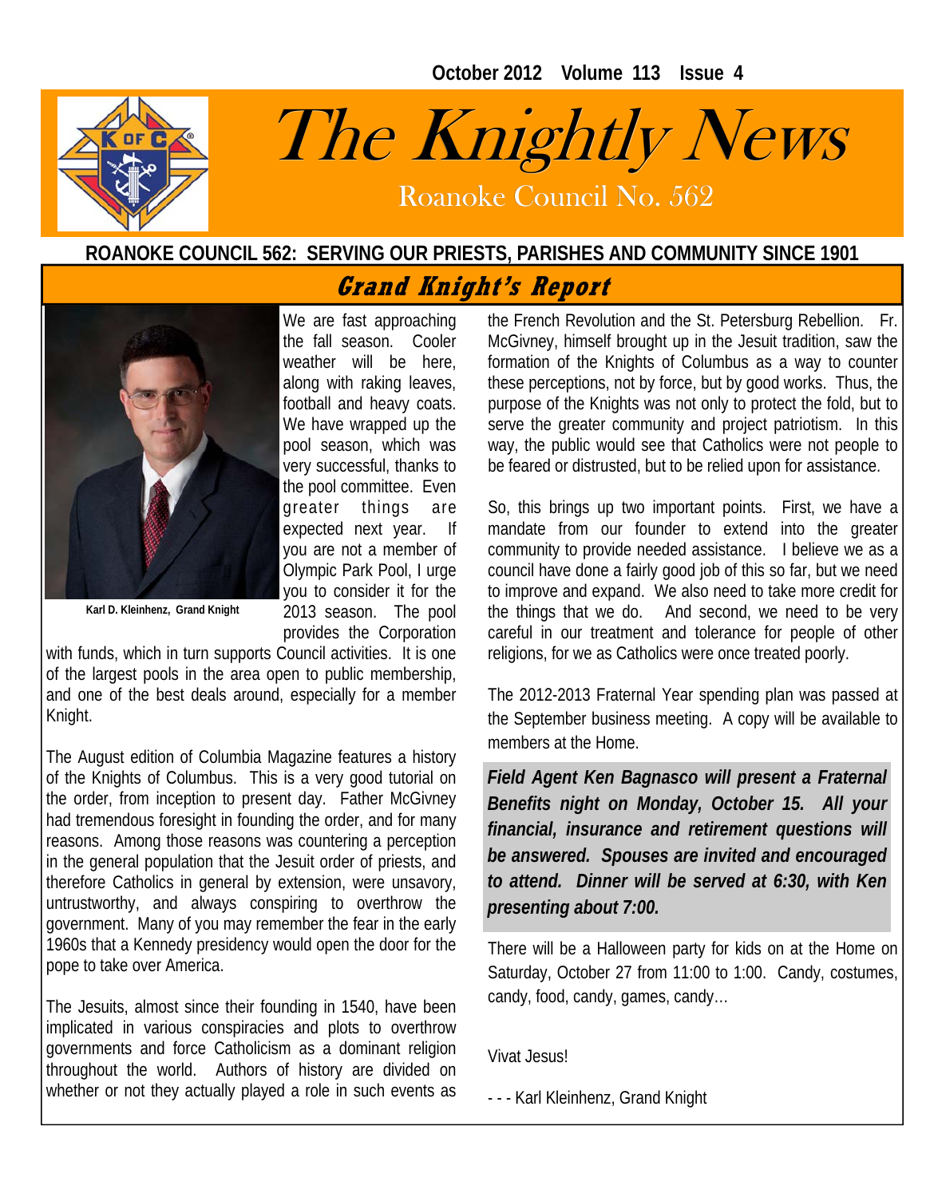October 2012 Volume 113 Issue 4

# The Knightly News

Roanoke Council No. 562

**ROANOKE COUNCIL 562: SERVING OUR PRIESTS, PARISHES AND COMMUNITY SINCE 1901**

## Grand Knight's Report

Karl D. Kleinhenz, Grand Knight

We are fast approaching the fall season. Cooler weather will be here, along with raking leaves, football and heavy coats. We have wrapped up the pool season, which was very successful, thanks to the pool committee. Even greater things are expected next year. If you are not a member of Olympic Park Pool, I urge you to consider it for the 2013 season. The pool provides the Corporation with funds, which in turn supports Council activities. It is one of the largest pools in the area open to public membership, and one of the best deals around, especially for a member Knight.

The August edition of Columbia Magazine features a history of the Knights of Columbus. This is a very good tutorial on the order, from inception to present day. Father McGivney had tremendous foresight in founding the order, and for many reasons. Among those reasons was countering a perception in the general population that the Jesuit order of priests, and therefore Catholics in general by extension, were unsavory, untrustworthy, and always conspiring to overthrow the government. Many of you may remember the fear in the early 1960s that a Kennedy presidency would open the door for the pope to take over America.

The Jesuits, almost since their founding in 1540, have been implicated in various conspiracies and plots to overthrow governments and force Catholicism as a dominant religion throughout the world. Authors of history are divided on whether or not they actually played a role in such events as the French Revolution and the St. Petersburg Rebellion. Fr. McGivney, himself brought up in the Jesuit tradition, saw the formation of the Knights of Columbus as a way to counter these perceptions, not by force, but by good works. Thus, the purpose of the Knights was not only to protect the fold, but to serve the greater community and project patriotism. In this way, the public would see that Catholics were not people to be feared or distrusted, but to be relied upon for assistance.

So, this brings up two important points. First, we have a mandate from our founder to extend into the greater community to provide needed assistance. I believe we as a council have done a fairly good job of this so far, but we need to improve and expand. We also need to take more credit for the things that we do. And second, we need to be very careful in our treatment and tolerance for people of other religions, for we as Catholics were once treated poorly.

The 2012-2013 Fraternal Year spending plan was passed at the September business meeting. A copy will be available to members at the Home.

***Field Agent Ken Bagnasco will present a Fraternal Benefits night on Monday, October 15. All your financial, insurance and retirement questions will be answered. Spouses are invited and encouraged to attend. Dinner will be served at 6:30, with Ken presenting about 7:00.***

There will be a Halloween party for kids on at the Home on Saturday, October 27 from 11:00 to 1:00. Candy, costumes, candy, food, candy, games, candy…

Vivat Jesus!

- - - Karl Kleinhenz, Grand Knight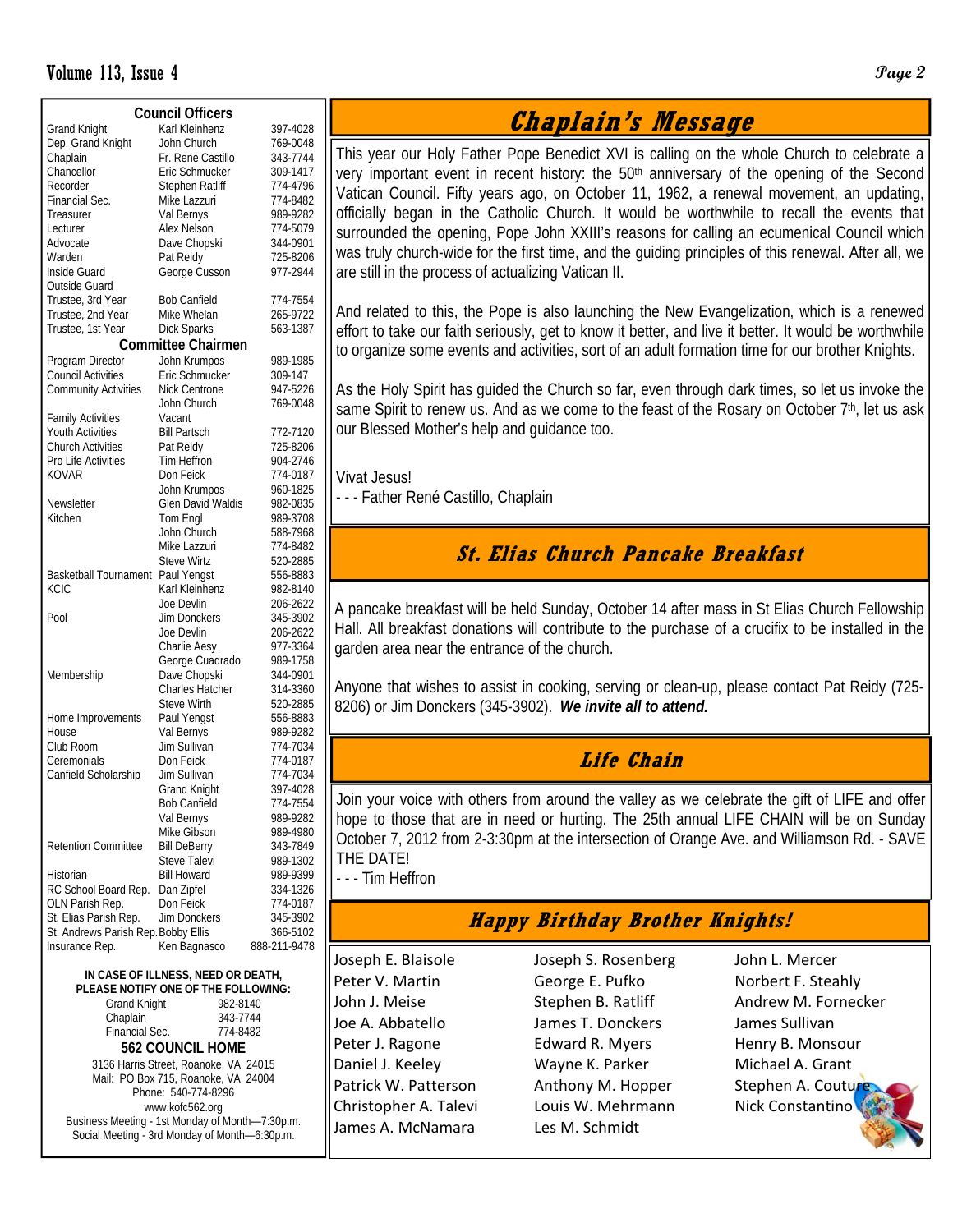## Council Officers

| | | |
|---|---|---|
| Grand Knight | Karl Kleinhenz | 397-4028 |
| Dep. Grand Knight | John Church | 769-0048 |
| Chaplain | Fr. Rene Castillo | 343-7744 |
| Chancellor | Eric Schmucker | 309-1417 |
| Recorder | Stephen Ratliff | 774-4796 |
| Financial Sec. | Mike Lazzuri | 774-8482 |
| Treasurer | Val Bernys | 989-9282 |
| Lecturer | Alex Nelson | 774-5079 |
| Advocate | Dave Chopski | 344-0901 |
| Warden | Pat Reidy | 725-8206 |
| Inside Guard | George Cusson | 977-2944 |
| Outside Guard | | |
| Trustee, 3rd Year | Bob Canfield | 774-7554 |
| Trustee, 2nd Year | Mike Whelan | 265-9722 |
| Trustee, 1st Year | Dick Sparks | 563-1387 |

## Committee Chairmen

| | | |
|---|---|---|
| Program Director | John Krumpos | 989-1985 |
| Council Activities | Eric Schmucker | 309-147 |
| Community Activities | Nick Centrone | 947-5226 |
| | John Church | 769-0048 |
| Family Activities | Vacant | |
| Youth Activities | Bill Partsch | 772-7120 |
| Church Activities | Pat Reidy | 725-8206 |
| Pro Life Activities | Tim Heffron | 904-2746 |
| KOVAR | Don Feick | 774-0187 |
| | John Krumpos | 960-1825 |
| Newsletter | Glen David Waldis | 982-0835 |
| Kitchen | Tom Engl | 989-3708 |
| | John Church | 588-7968 |
| | Mike Lazzuri | 774-8482 |
| | Steve Wirtz | 520-2885 |
| Basketball Tournament | Paul Yengst | 556-8883 |
| KCIC | Karl Kleinhenz | 982-8140 |
| | Joe Devlin | 206-2622 |
| Pool | Jim Donckers | 345-3902 |
| | Joe Devlin | 206-2622 |
| | Charlie Aesy | 977-3364 |
| | George Cuadrado | 989-1758 |
| Membership | Dave Chopski | 344-0901 |
| | Charles Hatcher | 314-3360 |
| | Steve Wirth | 520-2885 |
| Home Improvements | Paul Yengst | 556-8883 |
| House | Val Bernys | 989-9282 |
| Club Room | Jim Sullivan | 774-7034 |
| Ceremonials | Don Feick | 774-0187 |
| Canfield Scholarship | Jim Sullivan | 774-7034 |
| | Grand Knight | 397-4028 |
| | Bob Canfield | 774-7554 |
| | Val Bernys | 989-9282 |
| | Mike Gibson | 989-4980 |
| Retention Committee | Bill DeBerry | 343-7849 |
| | Steve Talevi | 989-1302 |
| Historian | Bill Howard | 989-9399 |
| RC School Board Rep. | Dan Zipfel | 334-1326 |
| OLN Parish Rep. | Don Feick | 774-0187 |
| St. Elias Parish Rep. | Jim Donckers | 345-3902 |
| St. Andrews Parish Rep. | Bobby Ellis | 366-5102 |
| Insurance Rep. | Ken Bagnasco | 888-211-9478 |

**IN CASE OF ILLNESS, NEED OR DEATH, PLEASE NOTIFY ONE OF THE FOLLOWING:**

| | |
|---|---|
| Grand Knight | 982-8140 |
| Chaplain | 343-7744 |
| Financial Sec. | 774-8482 |

**562 COUNCIL HOME**

3136 Harris Street, Roanoke, VA 24015
Mail: PO Box 715, Roanoke, VA 24004
Phone: 540-774-8296
www.kofc562.org
Business Meeting - 1st Monday of Month—7:30p.m.
Social Meeting - 3rd Monday of Month—6:30p.m.

## Chaplain's Message

This year our Holy Father Pope Benedict XVI is calling on the whole Church to celebrate a very important event in recent history: the 50th anniversary of the opening of the Second Vatican Council. Fifty years ago, on October 11, 1962, a renewal movement, an updating, officially began in the Catholic Church. It would be worthwhile to recall the events that surrounded the opening, Pope John XXIII's reasons for calling an ecumenical Council which was truly church-wide for the first time, and the guiding principles of this renewal. After all, we are still in the process of actualizing Vatican II.

And related to this, the Pope is also launching the New Evangelization, which is a renewed effort to take our faith seriously, get to know it better, and live it better. It would be worthwhile to organize some events and activities, sort of an adult formation time for our brother Knights.

As the Holy Spirit has guided the Church so far, even through dark times, so let us invoke the same Spirit to renew us. And as we come to the feast of the Rosary on October 7th, let us ask our Blessed Mother's help and guidance too.

Vivat Jesus!
- - - Father René Castillo, Chaplain

## St. Elias Church Pancake Breakfast

A pancake breakfast will be held Sunday, October 14 after mass in St Elias Church Fellowship Hall. All breakfast donations will contribute to the purchase of a crucifix to be installed in the garden area near the entrance of the church.

Anyone that wishes to assist in cooking, serving or clean-up, please contact Pat Reidy (725-8206) or Jim Donckers (345-3902). ***We invite all to attend.***

## Life Chain

Join your voice with others from around the valley as we celebrate the gift of LIFE and offer hope to those that are in need or hurting. The 25th annual LIFE CHAIN will be on Sunday October 7, 2012 from 2-3:30pm at the intersection of Orange Ave. and Williamson Rd. - SAVE THE DATE!
- - - Tim Heffron

## Happy Birthday Brother Knights!

Joseph E. Blaisole
Peter V. Martin
John J. Meise
Joe A. Abbatello
Peter J. Ragone
Daniel J. Keeley
Patrick W. Patterson
Christopher A. Talevi
James A. McNamara
Joseph S. Rosenberg
George E. Pufko
Stephen B. Ratliff
James T. Donckers
Edward R. Myers
Wayne K. Parker
Anthony M. Hopper
Louis W. Mehrmann
Les M. Schmidt
John L. Mercer
Norbert F. Steahly
Andrew M. Fornecker
James Sullivan
Henry B. Monsour
Michael A. Grant
Stephen A. Couture
Nick Constantino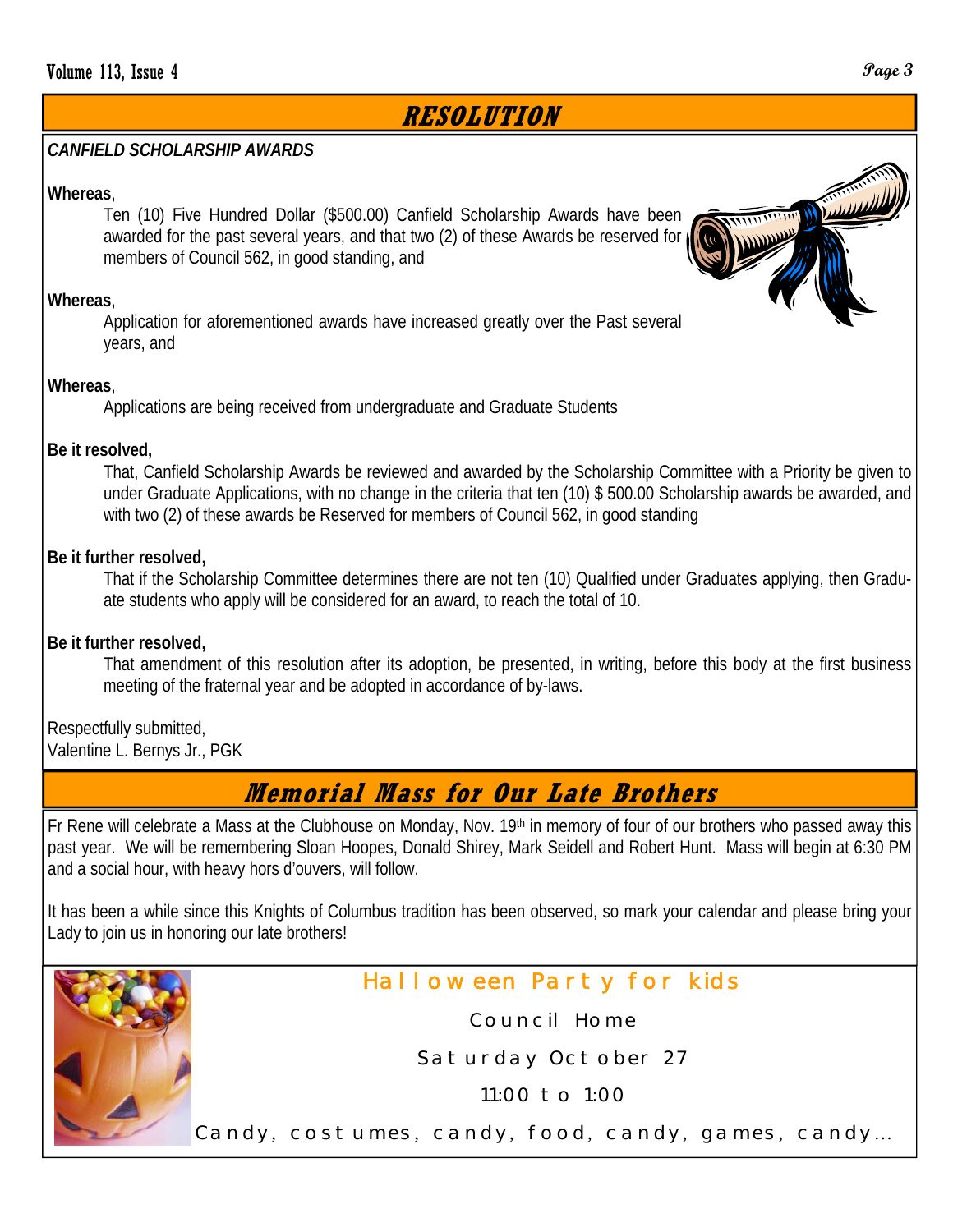## RESOLUTION

***CANFIELD SCHOLARSHIP AWARDS***

**Whereas**,

Ten (10) Five Hundred Dollar ($500.00) Canfield Scholarship Awards have been awarded for the past several years, and that two (2) of these Awards be reserved for members of Council 562, in good standing, and

**Whereas**,

Application for aforementioned awards have increased greatly over the Past several years, and

**Whereas**,

Applications are being received from undergraduate and Graduate Students

**Be it resolved,**

That, Canfield Scholarship Awards be reviewed and awarded by the Scholarship Committee with a Priority be given to under Graduate Applications, with no change in the criteria that ten (10) $ 500.00 Scholarship awards be awarded, and with two (2) of these awards be Reserved for members of Council 562, in good standing

**Be it further resolved,**

That if the Scholarship Committee determines there are not ten (10) Qualified under Graduates applying, then Graduate students who apply will be considered for an award, to reach the total of 10.

**Be it further resolved,**

That amendment of this resolution after its adoption, be presented, in writing, before this body at the first business meeting of the fraternal year and be adopted in accordance of by-laws.

Respectfully submitted,
Valentine L. Bernys Jr., PGK

## Memorial Mass for Our Late Brothers

Fr Rene will celebrate a Mass at the Clubhouse on Monday, Nov. 19th in memory of four of our brothers who passed away this past year. We will be remembering Sloan Hoopes, Donald Shirey, Mark Seidell and Robert Hunt. Mass will begin at 6:30 PM and a social hour, with heavy hors d'ouvers, will follow.

It has been a while since this Knights of Columbus tradition has been observed, so mark your calendar and please bring your Lady to join us in honoring our late brothers!

### Halloween Party for kids

Council Home

Saturday October 27

11:00 to 1:00

Candy, costumes, candy, food, candy, games, candy…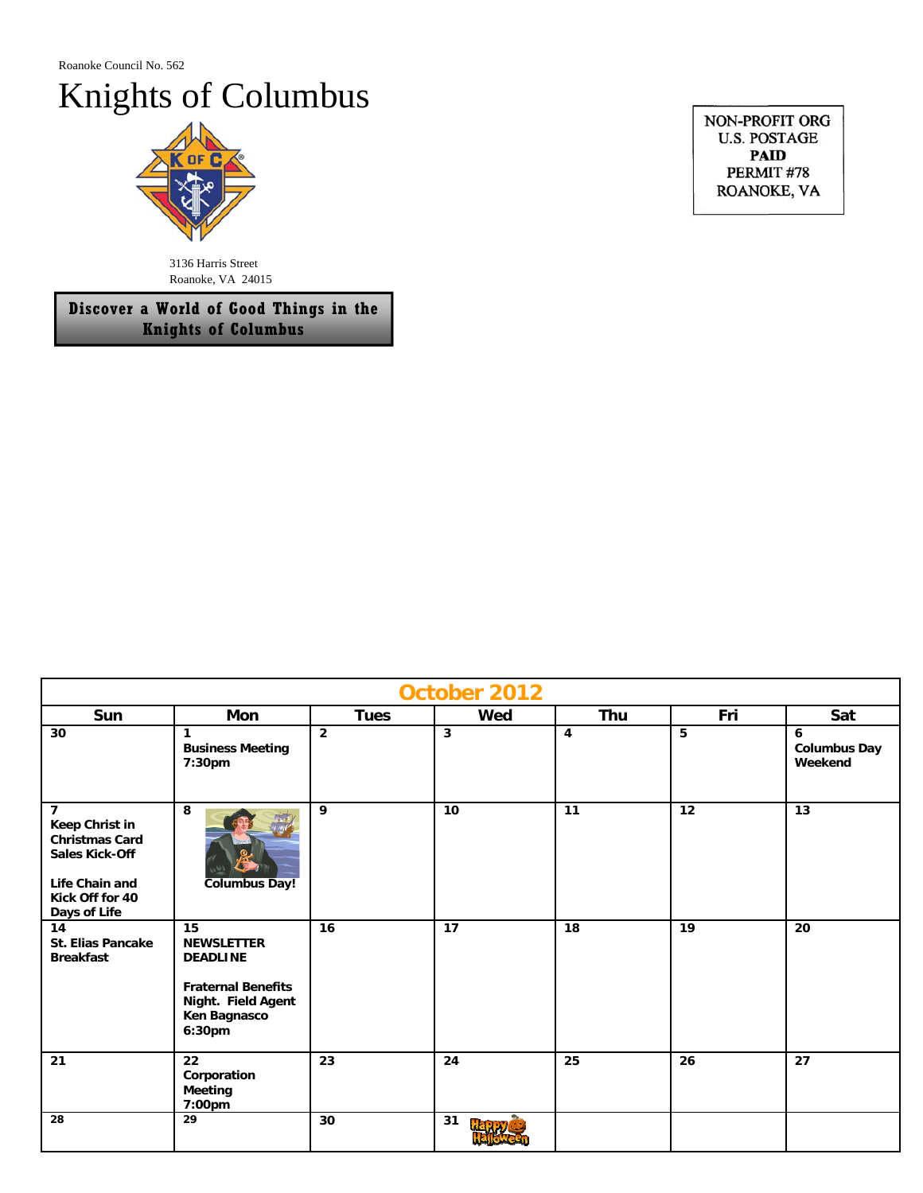Roanoke Council No. 562

# Knights of Columbus

3136 Harris Street
Roanoke, VA  24015

**Discover a World of Good Things in the Knights of Columbus**

NON-PROFIT ORG
U.S. POSTAGE
**PAID**
PERMIT #78
ROANOKE, VA

## October 2012

| Sun | Mon | Tues | Wed | Thu | Fri | Sat |
|---|---|---|---|---|---|---|
| 30 | 1 **Business Meeting 7:30pm** | 2 | 3 | 4 | 5 | 6 **Columbus Day Weekend** |
| 7 **Keep Christ in Christmas Card Sales Kick-Off** **Life Chain and Kick Off for 40 Days of Life** | 8 **Columbus Day!** | 9 | 10 | 11 | 12 | 13 |
| 14 **St. Elias Pancake Breakfast** | 15 **NEWSLETTER DEADLINE** **Fraternal Benefits Night. Field Agent Ken Bagnasco 6:30pm** | 16 | 17 | 18 | 19 | 20 |
| 21 | 22 **Corporation Meeting 7:00pm** | 23 | 24 | 25 | 26 | 27 |
| 28 | 29 | 30 | 31 Happy Halloween | | | |